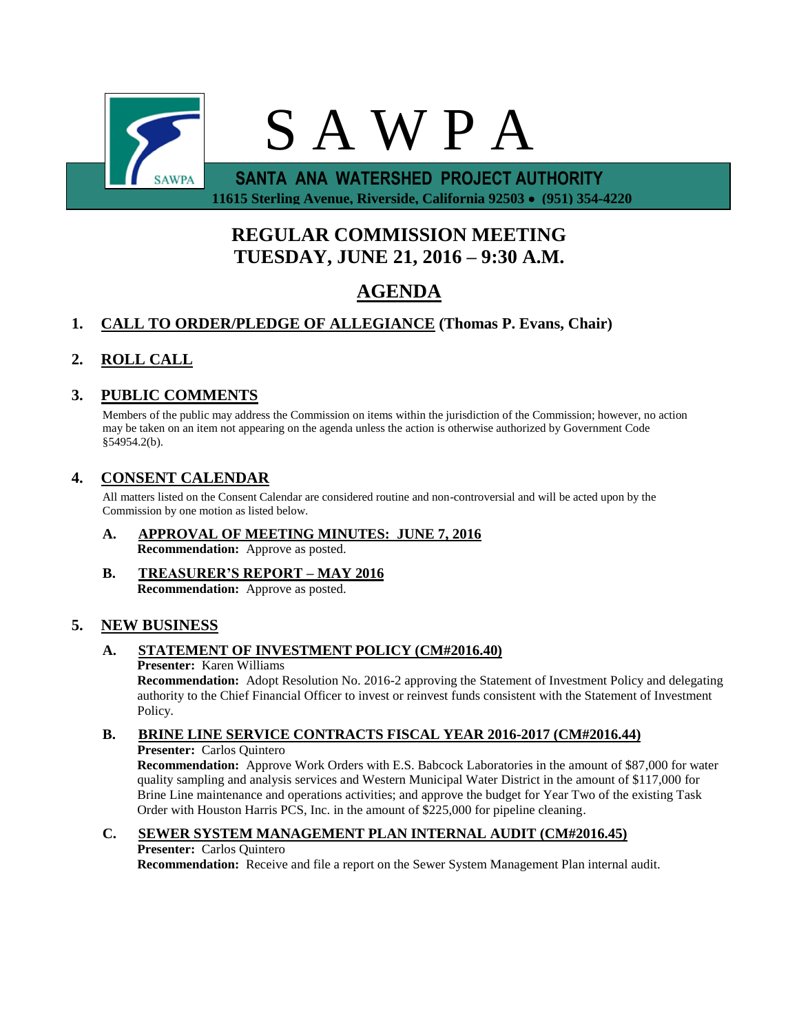# S A W P A

**SANTA ANA WATERSHED PROJECT AUTHORITY**

**11615 Sterling Avenue, Riverside, California 92503 • (951) 354-4220**

## REGULAR COMMISSION MEETING
## TUESDAY, JUNE 21, 2016 – 9:30 A.M.

## AGENDA

**1. CALL TO ORDER/PLEDGE OF ALLEGIANCE (Thomas P. Evans, Chair)**

**2. ROLL CALL**

**3. PUBLIC COMMENTS**

Members of the public may address the Commission on items within the jurisdiction of the Commission; however, no action may be taken on an item not appearing on the agenda unless the action is otherwise authorized by Government Code §54954.2(b).

**4. CONSENT CALENDAR**

All matters listed on the Consent Calendar are considered routine and non-controversial and will be acted upon by the Commission by one motion as listed below.

**A. APPROVAL OF MEETING MINUTES: JUNE 7, 2016**
**Recommendation:** Approve as posted.

**B. TREASURER'S REPORT – MAY 2016**
**Recommendation:** Approve as posted.

**5. NEW BUSINESS**

**A. STATEMENT OF INVESTMENT POLICY (CM#2016.40)**
**Presenter:** Karen Williams
**Recommendation:** Adopt Resolution No. 2016-2 approving the Statement of Investment Policy and delegating authority to the Chief Financial Officer to invest or reinvest funds consistent with the Statement of Investment Policy.

**B. BRINE LINE SERVICE CONTRACTS FISCAL YEAR 2016-2017 (CM#2016.44)**
**Presenter:** Carlos Quintero
**Recommendation:** Approve Work Orders with E.S. Babcock Laboratories in the amount of $87,000 for water quality sampling and analysis services and Western Municipal Water District in the amount of $117,000 for Brine Line maintenance and operations activities; and approve the budget for Year Two of the existing Task Order with Houston Harris PCS, Inc. in the amount of $225,000 for pipeline cleaning.

**C. SEWER SYSTEM MANAGEMENT PLAN INTERNAL AUDIT (CM#2016.45)**
**Presenter:** Carlos Quintero
**Recommendation:** Receive and file a report on the Sewer System Management Plan internal audit.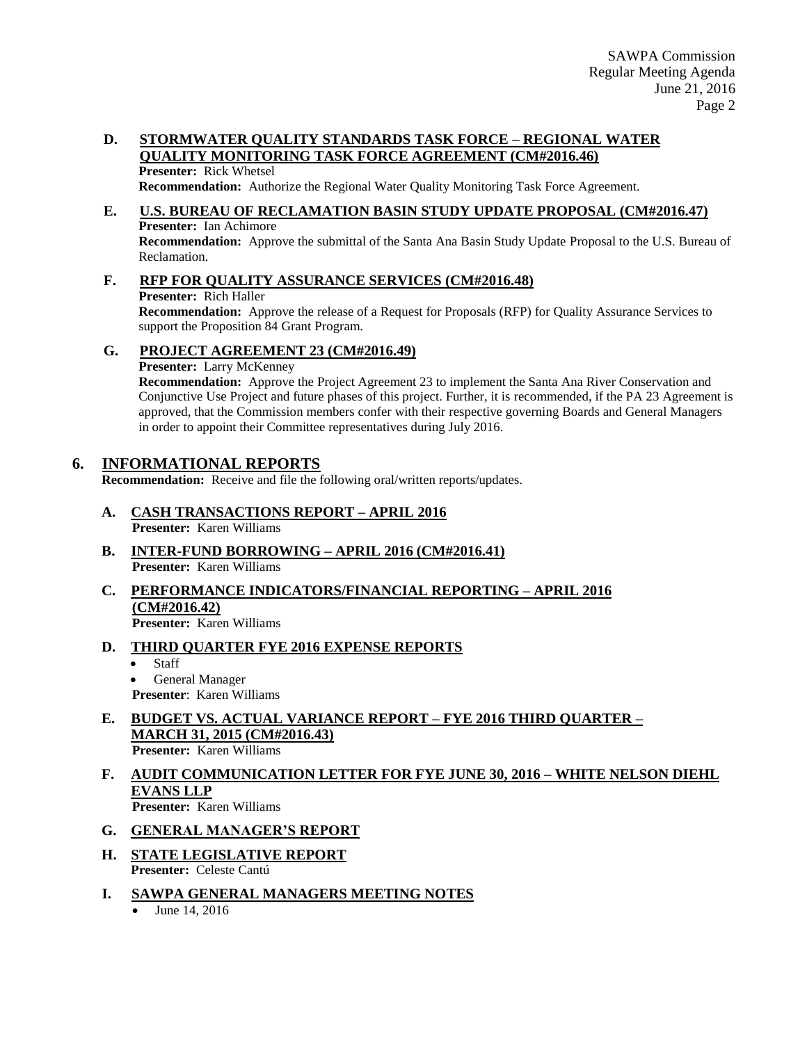**D. STORMWATER QUALITY STANDARDS TASK FORCE – REGIONAL WATER QUALITY MONITORING TASK FORCE AGREEMENT (CM#2016.46)**

**Presenter:** Rick Whetsel

**Recommendation:** Authorize the Regional Water Quality Monitoring Task Force Agreement.

**E. U.S. BUREAU OF RECLAMATION BASIN STUDY UPDATE PROPOSAL (CM#2016.47)**

**Presenter:** Ian Achimore

**Recommendation:** Approve the submittal of the Santa Ana Basin Study Update Proposal to the U.S. Bureau of Reclamation.

**F. RFP FOR QUALITY ASSURANCE SERVICES (CM#2016.48)**

**Presenter:** Rich Haller

**Recommendation:** Approve the release of a Request for Proposals (RFP) for Quality Assurance Services to support the Proposition 84 Grant Program.

**G. PROJECT AGREEMENT 23 (CM#2016.49)**

**Presenter:** Larry McKenney

**Recommendation:** Approve the Project Agreement 23 to implement the Santa Ana River Conservation and Conjunctive Use Project and future phases of this project. Further, it is recommended, if the PA 23 Agreement is approved, that the Commission members confer with their respective governing Boards and General Managers in order to appoint their Committee representatives during July 2016.

## 6. INFORMATIONAL REPORTS

**Recommendation:** Receive and file the following oral/written reports/updates.

**A. CASH TRANSACTIONS REPORT – APRIL 2016**

**Presenter:** Karen Williams

**B. INTER-FUND BORROWING – APRIL 2016 (CM#2016.41)**

**Presenter:** Karen Williams

**C. PERFORMANCE INDICATORS/FINANCIAL REPORTING – APRIL 2016 (CM#2016.42)**

**Presenter:** Karen Williams

**D. THIRD QUARTER FYE 2016 EXPENSE REPORTS**

- Staff
- General Manager

**Presenter**: Karen Williams

**E. BUDGET VS. ACTUAL VARIANCE REPORT – FYE 2016 THIRD QUARTER – MARCH 31, 2015 (CM#2016.43)**

**Presenter:** Karen Williams

**F. AUDIT COMMUNICATION LETTER FOR FYE JUNE 30, 2016 – WHITE NELSON DIEHL EVANS LLP**

**Presenter:** Karen Williams

**G. GENERAL MANAGER'S REPORT**

**H. STATE LEGISLATIVE REPORT**

**Presenter:** Celeste Cantú

**I. SAWPA GENERAL MANAGERS MEETING NOTES**

- June 14, 2016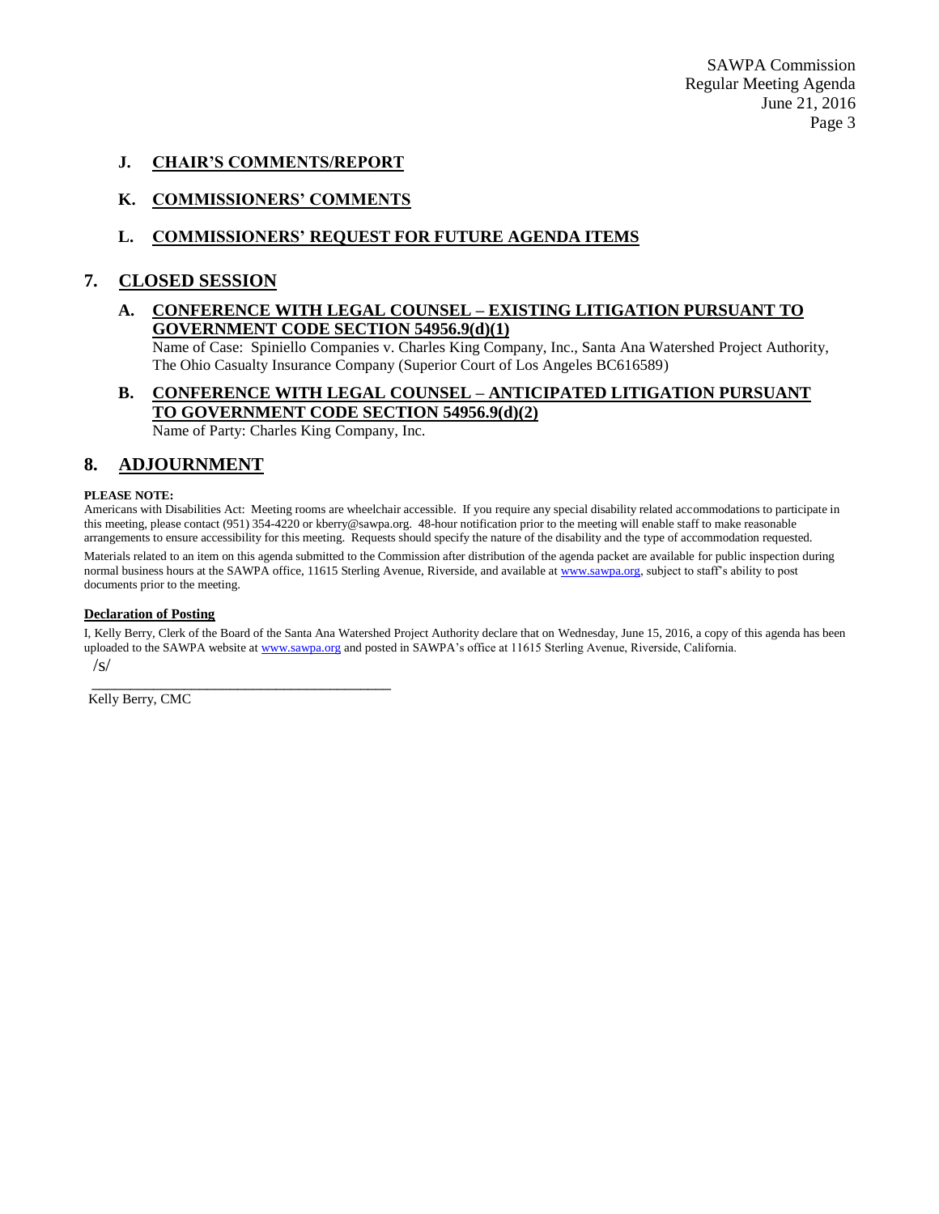### J. CHAIR'S COMMENTS/REPORT

### K. COMMISSIONERS' COMMENTS

### L. COMMISSIONERS' REQUEST FOR FUTURE AGENDA ITEMS

## 7. CLOSED SESSION

### A. CONFERENCE WITH LEGAL COUNSEL – EXISTING LITIGATION PURSUANT TO GOVERNMENT CODE SECTION 54956.9(d)(1)

Name of Case: Spiniello Companies v. Charles King Company, Inc., Santa Ana Watershed Project Authority, The Ohio Casualty Insurance Company (Superior Court of Los Angeles BC616589)

### B. CONFERENCE WITH LEGAL COUNSEL – ANTICIPATED LITIGATION PURSUANT TO GOVERNMENT CODE SECTION 54956.9(d)(2)

Name of Party: Charles King Company, Inc.

## 8. ADJOURNMENT

**PLEASE NOTE:**

Americans with Disabilities Act: Meeting rooms are wheelchair accessible. If you require any special disability related accommodations to participate in this meeting, please contact (951) 354-4220 or kberry@sawpa.org. 48-hour notification prior to the meeting will enable staff to make reasonable arrangements to ensure accessibility for this meeting. Requests should specify the nature of the disability and the type of accommodation requested.

Materials related to an item on this agenda submitted to the Commission after distribution of the agenda packet are available for public inspection during normal business hours at the SAWPA office, 11615 Sterling Avenue, Riverside, and available at www.sawpa.org, subject to staff's ability to post documents prior to the meeting.

**Declaration of Posting**

I, Kelly Berry, Clerk of the Board of the Santa Ana Watershed Project Authority declare that on Wednesday, June 15, 2016, a copy of this agenda has been uploaded to the SAWPA website at www.sawpa.org and posted in SAWPA's office at 11615 Sterling Avenue, Riverside, California.

/s/

\_\_\_\_\_\_\_\_\_\_\_\_\_\_\_\_\_\_\_\_\_\_\_\_\_\_\_\_\_\_\_\_\_\_\_\_\_\_\_\_\_\_

Kelly Berry, CMC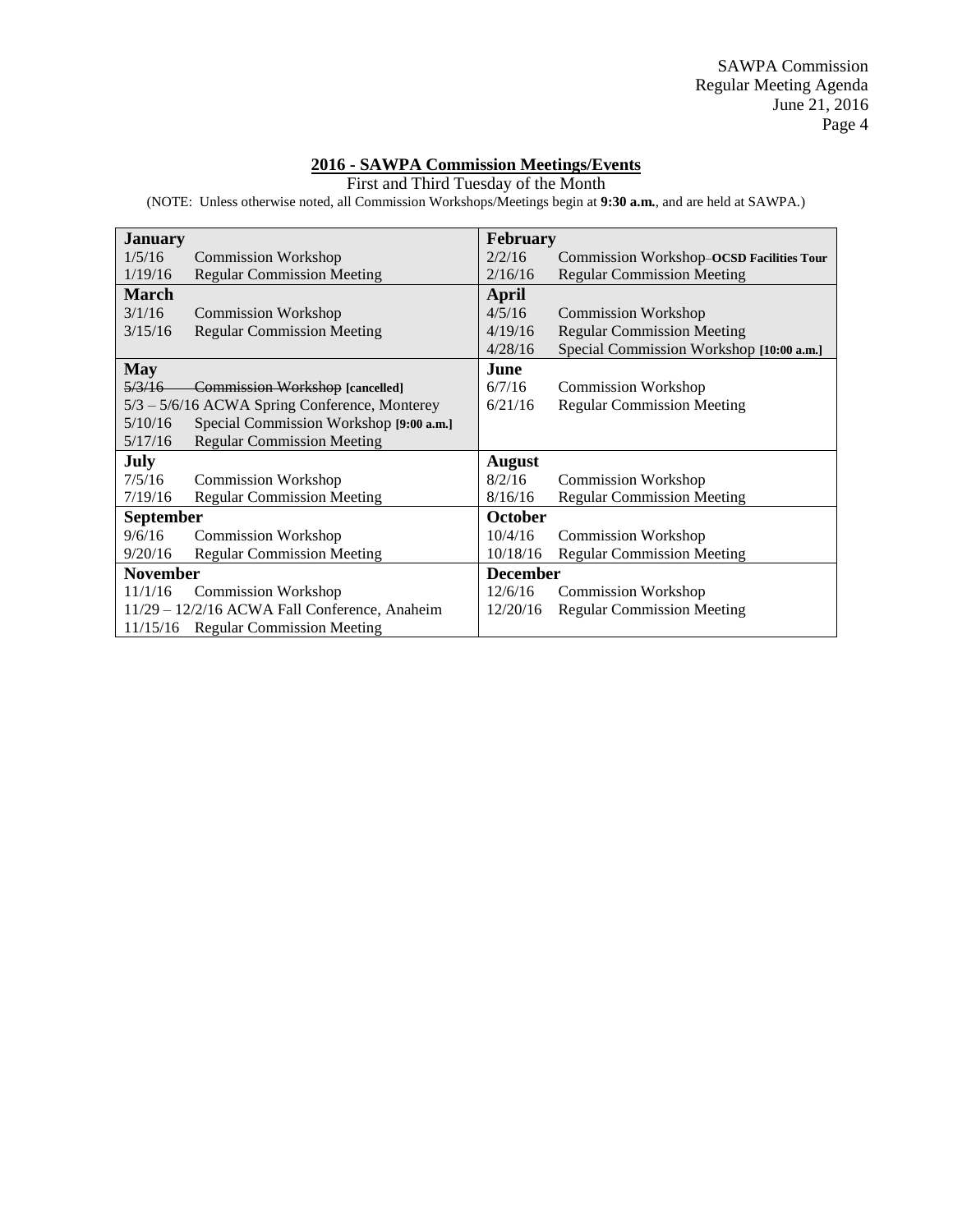## 2016 - SAWPA Commission Meetings/Events

First and Third Tuesday of the Month

(NOTE: Unless otherwise noted, all Commission Workshops/Meetings begin at **9:30 a.m.**, and are held at SAWPA.)

| | |
|---|---|
| **January** | **February** |
| 1/5/16 Commission Workshop | 2/2/16 Commission Workshop–**OCSD Facilities Tour** |
| 1/19/16 Regular Commission Meeting | 2/16/16 Regular Commission Meeting |
| **March** | **April** |
| 3/1/16 Commission Workshop | 4/5/16 Commission Workshop |
| 3/15/16 Regular Commission Meeting | 4/19/16 Regular Commission Meeting |
| | 4/28/16 Special Commission Workshop **[10:00 a.m.]** |
| **May** | **June** |
| ~~5/3/16 Commission Workshop~~ **[cancelled]** | 6/7/16 Commission Workshop |
| 5/3 – 5/6/16 ACWA Spring Conference, Monterey | 6/21/16 Regular Commission Meeting |
| 5/10/16 Special Commission Workshop **[9:00 a.m.]** | |
| 5/17/16 Regular Commission Meeting | |
| **July** | **August** |
| 7/5/16 Commission Workshop | 8/2/16 Commission Workshop |
| 7/19/16 Regular Commission Meeting | 8/16/16 Regular Commission Meeting |
| **September** | **October** |
| 9/6/16 Commission Workshop | 10/4/16 Commission Workshop |
| 9/20/16 Regular Commission Meeting | 10/18/16 Regular Commission Meeting |
| **November** | **December** |
| 11/1/16 Commission Workshop | 12/6/16 Commission Workshop |
| 11/29 – 12/2/16 ACWA Fall Conference, Anaheim | 12/20/16 Regular Commission Meeting |
| 11/15/16 Regular Commission Meeting | |